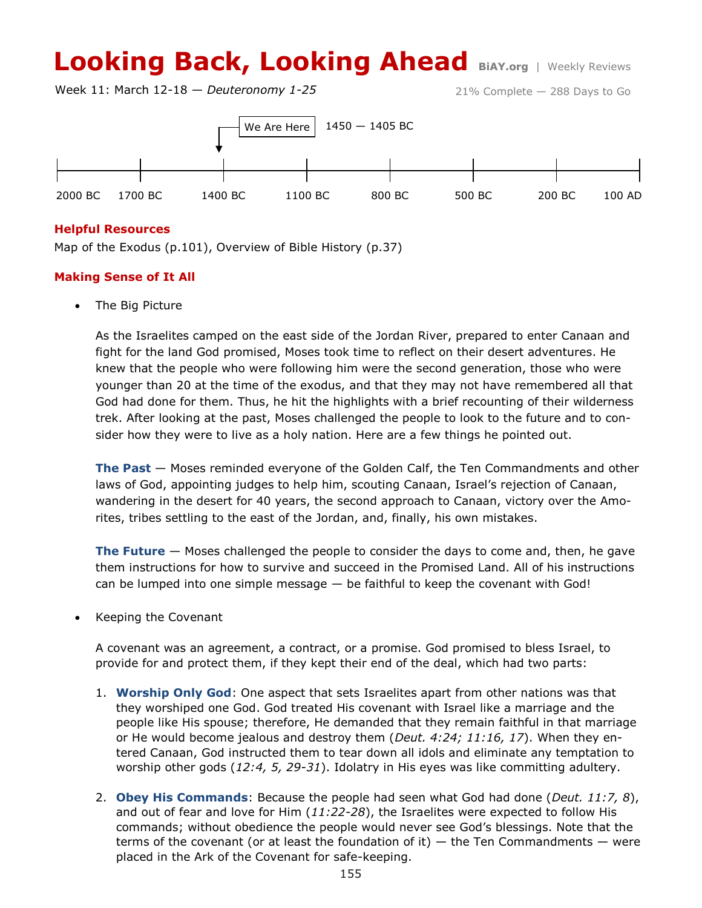# Looking Back, Looking Ahead

**BiAY.org** | Weekly Reviews

Week 11: March 12-18 — *Deuteronomy 1-25*

21% Complete — 288 Days to Go

We Are Here — 1450 — 1405 BC

2000 BC | 1700 BC | 1400 BC | 1100 BC | 800 BC | 500 BC | 200 BC | 100 AD

## Helpful Resources

Map of the Exodus (p.101), Overview of Bible History (p.37)

## Making Sense of It All

- The Big Picture

  As the Israelites camped on the east side of the Jordan River, prepared to enter Canaan and fight for the land God promised, Moses took time to reflect on their desert adventures. He knew that the people who were following him were the second generation, those who were younger than 20 at the time of the exodus, and that they may not have remembered all that God had done for them. Thus, he hit the highlights with a brief recounting of their wilderness trek. After looking at the past, Moses challenged the people to look to the future and to consider how they were to live as a holy nation. Here are a few things he pointed out.

  **The Past** — Moses reminded everyone of the Golden Calf, the Ten Commandments and other laws of God, appointing judges to help him, scouting Canaan, Israel's rejection of Canaan, wandering in the desert for 40 years, the second approach to Canaan, victory over the Amorites, tribes settling to the east of the Jordan, and, finally, his own mistakes.

  **The Future** — Moses challenged the people to consider the days to come and, then, he gave them instructions for how to survive and succeed in the Promised Land. All of his instructions can be lumped into one simple message — be faithful to keep the covenant with God!

- Keeping the Covenant

  A covenant was an agreement, a contract, or a promise. God promised to bless Israel, to provide for and protect them, if they kept their end of the deal, which had two parts:

  1. **Worship Only God**: One aspect that sets Israelites apart from other nations was that they worshiped one God. God treated His covenant with Israel like a marriage and the people like His spouse; therefore, He demanded that they remain faithful in that marriage or He would become jealous and destroy them (*Deut. 4:24; 11:16, 17*). When they entered Canaan, God instructed them to tear down all idols and eliminate any temptation to worship other gods (*12:4, 5, 29-31*). Idolatry in His eyes was like committing adultery.

  2. **Obey His Commands**: Because the people had seen what God had done (*Deut. 11:7, 8*), and out of fear and love for Him (*11:22-28*), the Israelites were expected to follow His commands; without obedience the people would never see God's blessings. Note that the terms of the covenant (or at least the foundation of it) — the Ten Commandments — were placed in the Ark of the Covenant for safe-keeping.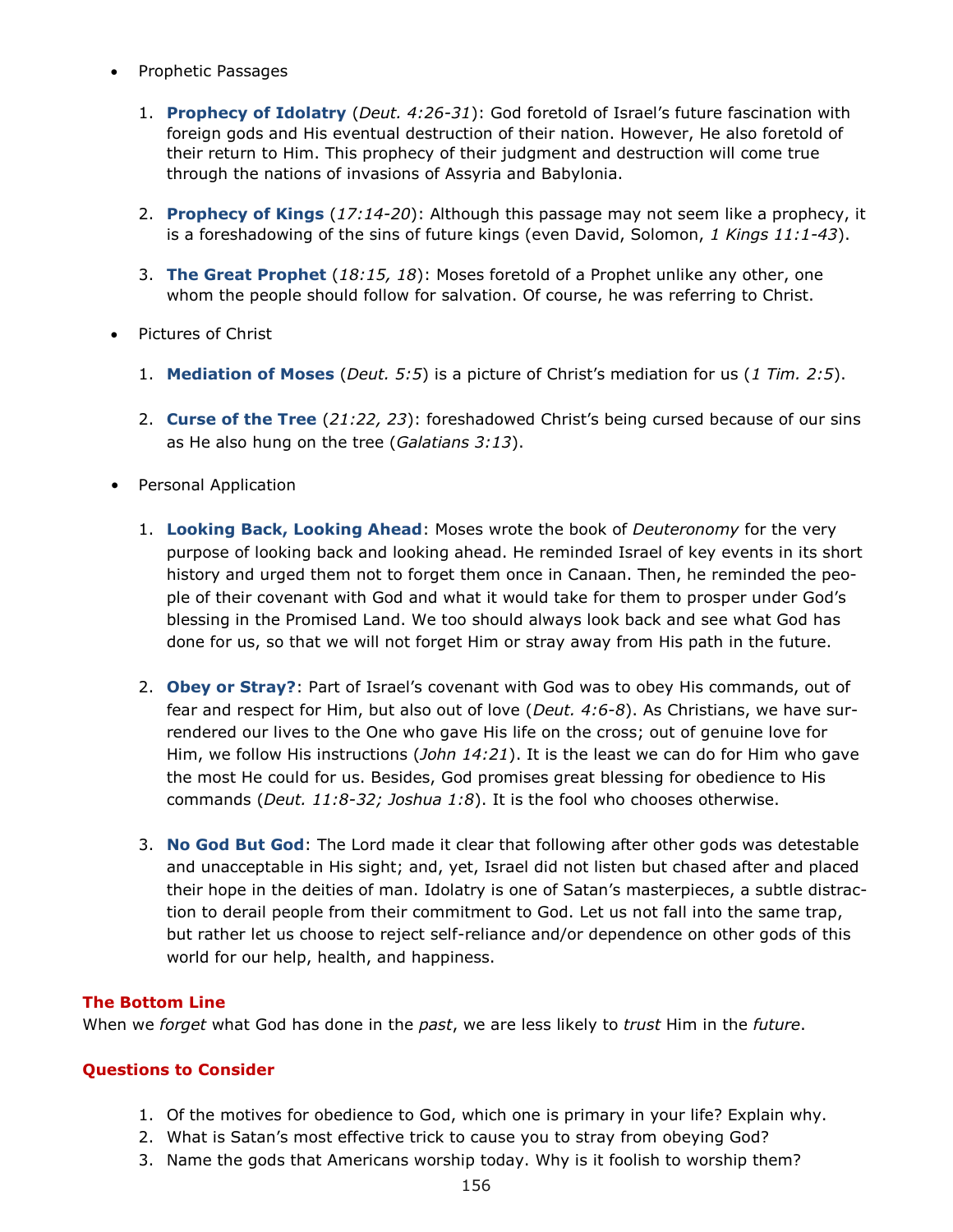- Prophetic Passages

    1. **Prophecy of Idolatry** (*Deut. 4:26-31*): God foretold of Israel's future fascination with foreign gods and His eventual destruction of their nation. However, He also foretold of their return to Him. This prophecy of their judgment and destruction will come true through the nations of invasions of Assyria and Babylonia.

    2. **Prophecy of Kings** (*17:14-20*): Although this passage may not seem like a prophecy, it is a foreshadowing of the sins of future kings (even David, Solomon, *1 Kings 11:1-43*).

    3. **The Great Prophet** (*18:15, 18*): Moses foretold of a Prophet unlike any other, one whom the people should follow for salvation. Of course, he was referring to Christ.

- Pictures of Christ

    1. **Mediation of Moses** (*Deut. 5:5*) is a picture of Christ's mediation for us (*1 Tim. 2:5*).

    2. **Curse of the Tree** (*21:22, 23*): foreshadowed Christ's being cursed because of our sins as He also hung on the tree (*Galatians 3:13*).

- Personal Application

    1. **Looking Back, Looking Ahead**: Moses wrote the book of *Deuteronomy* for the very purpose of looking back and looking ahead. He reminded Israel of key events in its short history and urged them not to forget them once in Canaan. Then, he reminded the people of their covenant with God and what it would take for them to prosper under God's blessing in the Promised Land. We too should always look back and see what God has done for us, so that we will not forget Him or stray away from His path in the future.

    2. **Obey or Stray?**: Part of Israel's covenant with God was to obey His commands, out of fear and respect for Him, but also out of love (*Deut. 4:6-8*). As Christians, we have surrendered our lives to the One who gave His life on the cross; out of genuine love for Him, we follow His instructions (*John 14:21*). It is the least we can do for Him who gave the most He could for us. Besides, God promises great blessing for obedience to His commands (*Deut. 11:8-32; Joshua 1:8*). It is the fool who chooses otherwise.

    3. **No God But God**: The Lord made it clear that following after other gods was detestable and unacceptable in His sight; and, yet, Israel did not listen but chased after and placed their hope in the deities of man. Idolatry is one of Satan's masterpieces, a subtle distraction to derail people from their commitment to God. Let us not fall into the same trap, but rather let us choose to reject self-reliance and/or dependence on other gods of this world for our help, health, and happiness.

### The Bottom Line

When we *forget* what God has done in the *past*, we are less likely to *trust* Him in the *future*.

### Questions to Consider

1. Of the motives for obedience to God, which one is primary in your life? Explain why.
2. What is Satan's most effective trick to cause you to stray from obeying God?
3. Name the gods that Americans worship today. Why is it foolish to worship them?